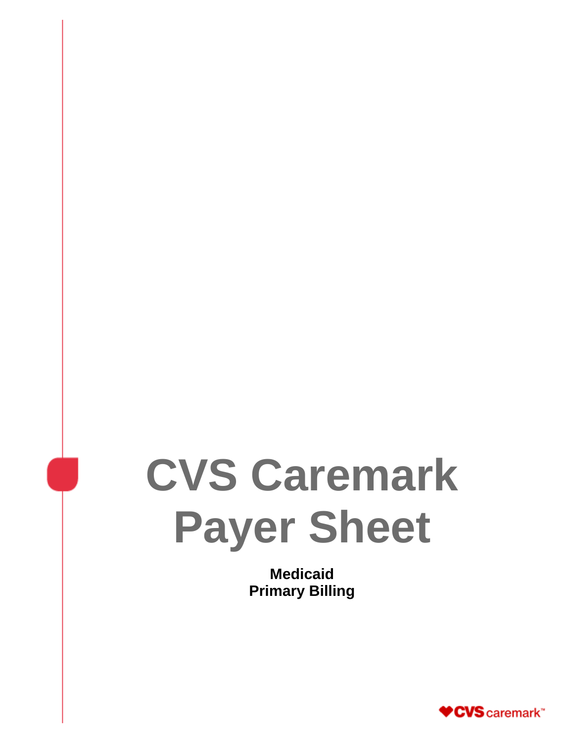# CVS Caremark Payer Sheet

**Medicaid**
**Primary Billing**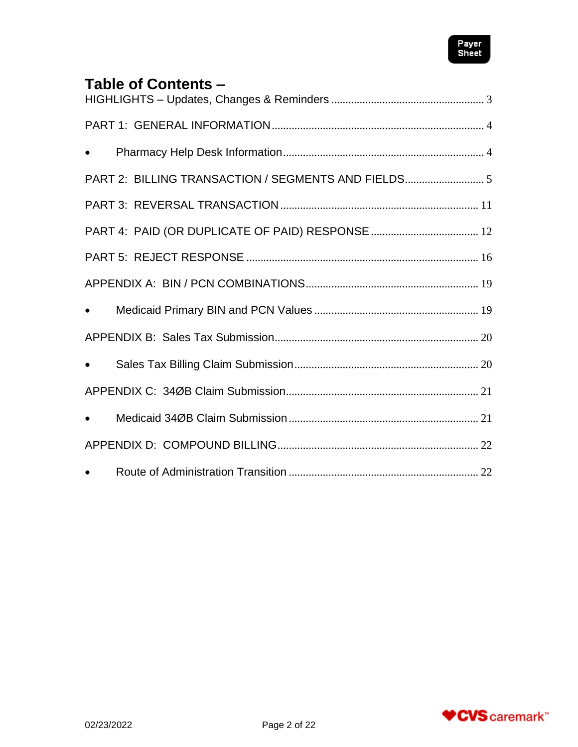## Table of Contents –

HIGHLIGHTS – Updates, Changes & Reminders ..................................................... 3

PART 1: GENERAL INFORMATION ......................................................................... 4

- Pharmacy Help Desk Information ..................................................................... 4

PART 2: BILLING TRANSACTION / SEGMENTS AND FIELDS ............................ 5

PART 3: REVERSAL TRANSACTION ..................................................................... 11

PART 4: PAID (OR DUPLICATE OF PAID) RESPONSE ...................................... 12

PART 5: REJECT RESPONSE ................................................................................. 16

APPENDIX A: BIN / PCN COMBINATIONS ............................................................ 19

- Medicaid Primary BIN and PCN Values .......................................................... 19

APPENDIX B: Sales Tax Submission ...................................................................... 20

- Sales Tax Billing Claim Submission ................................................................ 20

APPENDIX C: 34ØB Claim Submission .................................................................. 21

- Medicaid 34ØB Claim Submission .................................................................. 21

APPENDIX D: COMPOUND BILLING ...................................................................... 22

- Route of Administration Transition .................................................................. 22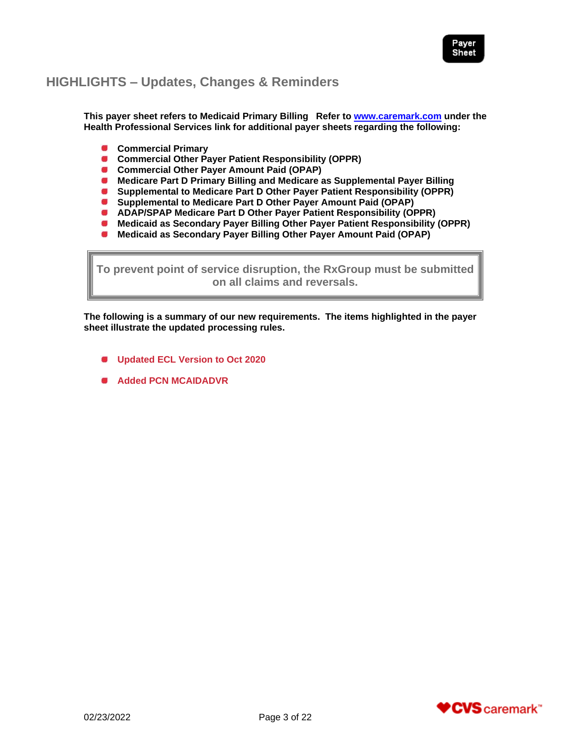## HIGHLIGHTS – Updates, Changes & Reminders

**This payer sheet refers to Medicaid Primary Billing   Refer to [www.caremark.com](http://www.caremark.com) under the Health Professional Services link for additional payer sheets regarding the following:**

- **Commercial Primary**
- **Commercial Other Payer Patient Responsibility (OPPR)**
- **Commercial Other Payer Amount Paid (OPAP)**
- **Medicare Part D Primary Billing and Medicare as Supplemental Payer Billing**
- **Supplemental to Medicare Part D Other Payer Patient Responsibility (OPPR)**
- **Supplemental to Medicare Part D Other Payer Amount Paid (OPAP)**
- **ADAP/SPAP Medicare Part D Other Payer Patient Responsibility (OPPR)**
- **Medicaid as Secondary Payer Billing Other Payer Patient Responsibility (OPPR)**
- **Medicaid as Secondary Payer Billing Other Payer Amount Paid (OPAP)**

| **To prevent point of service disruption, the RxGroup must be submitted on all claims and reversals.** |
|---|

**The following is a summary of our new requirements. The items highlighted in the payer sheet illustrate the updated processing rules.**

- **Updated ECL Version to Oct 2020**
- **Added PCN MCAIDADVR**

02/23/2022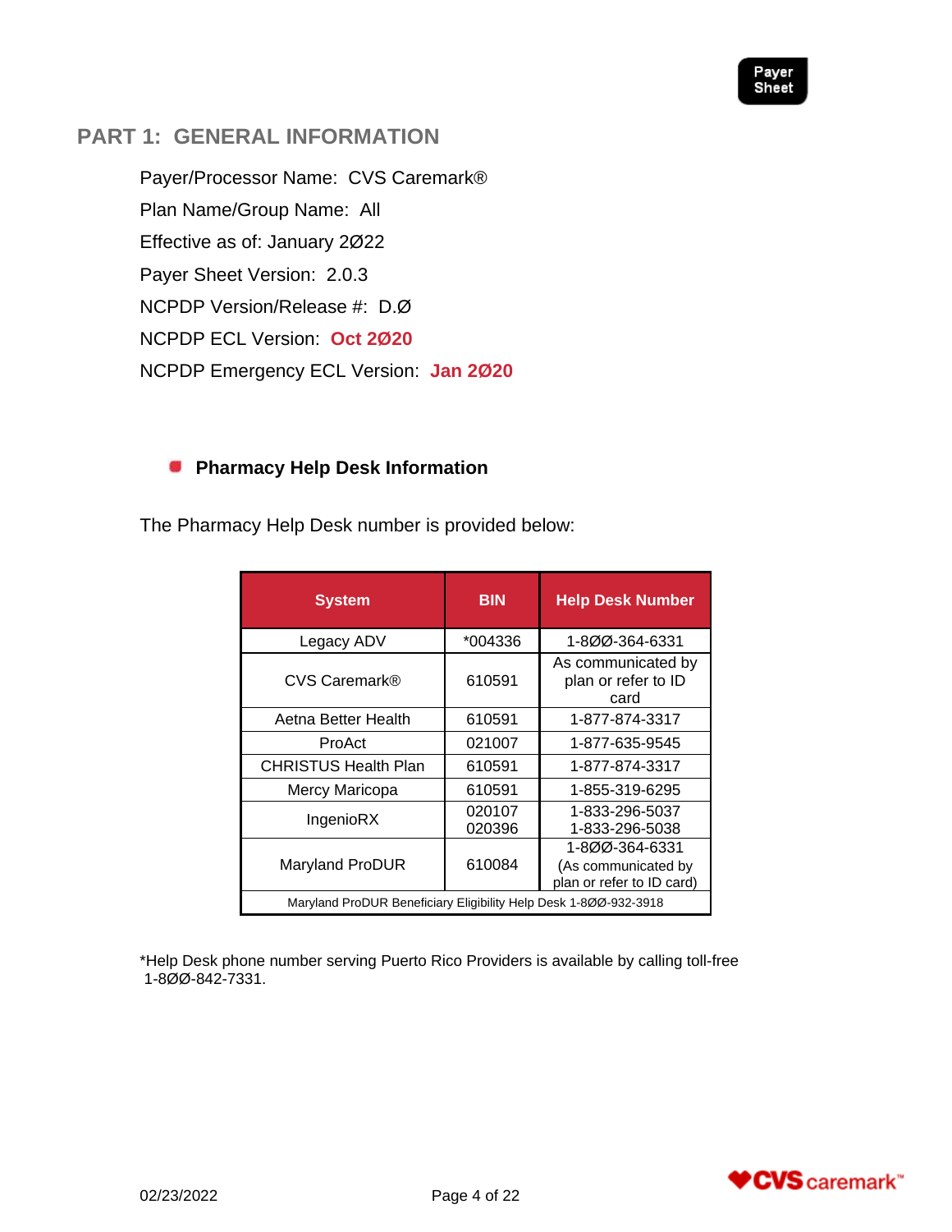## PART 1: GENERAL INFORMATION

Payer/Processor Name: CVS Caremark®

Plan Name/Group Name: All

Effective as of: January 2Ø22

Payer Sheet Version: 2.0.3

NCPDP Version/Release #: D.Ø

NCPDP ECL Version: **Oct 2Ø20**

NCPDP Emergency ECL Version: **Jan 2Ø20**

### Pharmacy Help Desk Information

The Pharmacy Help Desk number is provided below:

| System | BIN | Help Desk Number |
|---|---|---|
| Legacy ADV | *004336 | 1-8ØØ-364-6331 |
| CVS Caremark® | 610591 | As communicated by plan or refer to ID card |
| Aetna Better Health | 610591 | 1-877-874-3317 |
| ProAct | 021007 | 1-877-635-9545 |
| CHRISTUS Health Plan | 610591 | 1-877-874-3317 |
| Mercy Maricopa | 610591 | 1-855-319-6295 |
| IngenioRX | 020107<br>020396 | 1-833-296-5037<br>1-833-296-5038 |
| Maryland ProDUR | 610084 | 1-8ØØ-364-6331<br>(As communicated by plan or refer to ID card) |
| Maryland ProDUR Beneficiary Eligibility Help Desk 1-8ØØ-932-3918 | | |

*Help Desk phone number serving Puerto Rico Providers is available by calling toll-free 1-8ØØ-842-7331.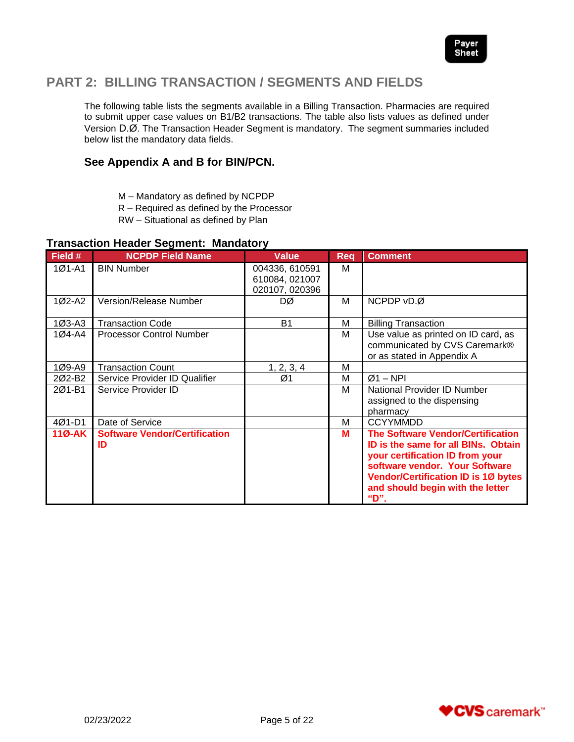Payer Sheet

## PART 2: BILLING TRANSACTION / SEGMENTS AND FIELDS

The following table lists the segments available in a Billing Transaction. Pharmacies are required to submit upper case values on B1/B2 transactions. The table also lists values as defined under Version D.Ø. The Transaction Header Segment is mandatory. The segment summaries included below list the mandatory data fields.

### See Appendix A and B for BIN/PCN.

- M – Mandatory as defined by NCPDP
- R – Required as defined by the Processor
- RW – Situational as defined by Plan

**Transaction Header Segment: Mandatory**

| Field # | NCPDP Field Name | Value | Req | Comment |
|---|---|---|---|---|
| 1Ø1-A1 | BIN Number | 004336, 610591 610084, 021007 020107, 020396 | M | |
| 1Ø2-A2 | Version/Release Number | DØ | M | NCPDP vD.Ø |
| 1Ø3-A3 | Transaction Code | B1 | M | Billing Transaction |
| 1Ø4-A4 | Processor Control Number | | M | Use value as printed on ID card, as communicated by CVS Caremark® or as stated in Appendix A |
| 1Ø9-A9 | Transaction Count | 1, 2, 3, 4 | M | |
| 2Ø2-B2 | Service Provider ID Qualifier | Ø1 | M | Ø1 – NPI |
| 2Ø1-B1 | Service Provider ID | | M | National Provider ID Number assigned to the dispensing pharmacy |
| 4Ø1-D1 | Date of Service | | M | CCYYMMDD |
| **11Ø-AK** | **Software Vendor/Certification ID** | | **M** | **The Software Vendor/Certification ID is the same for all BINs. Obtain your certification ID from your software vendor. Your Software Vendor/Certification ID is 1Ø bytes and should begin with the letter "D".** |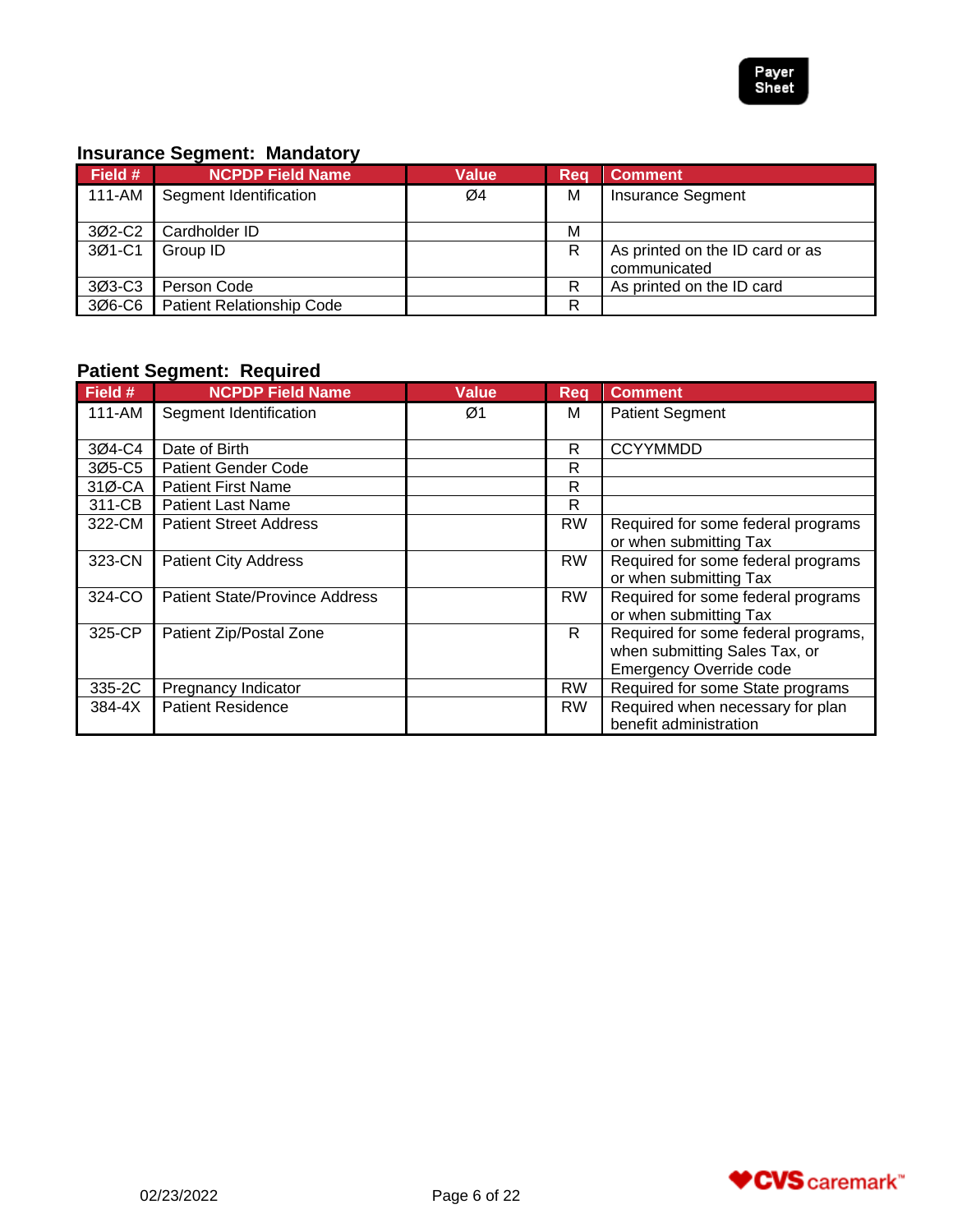Payer Sheet

### Insurance Segment: Mandatory

| Field # | NCPDP Field Name | Value | Req | Comment |
|---|---|---|---|---|
| 111-AM | Segment Identification | Ø4 | M | Insurance Segment |
| 3Ø2-C2 | Cardholder ID | | M | |
| 3Ø1-C1 | Group ID | | R | As printed on the ID card or as communicated |
| 3Ø3-C3 | Person Code | | R | As printed on the ID card |
| 3Ø6-C6 | Patient Relationship Code | | R | |

### Patient Segment: Required

| Field # | NCPDP Field Name | Value | Req | Comment |
|---|---|---|---|---|
| 111-AM | Segment Identification | Ø1 | M | Patient Segment |
| 3Ø4-C4 | Date of Birth | | R | CCYYMMDD |
| 3Ø5-C5 | Patient Gender Code | | R | |
| 31Ø-CA | Patient First Name | | R | |
| 311-CB | Patient Last Name | | R | |
| 322-CM | Patient Street Address | | RW | Required for some federal programs or when submitting Tax |
| 323-CN | Patient City Address | | RW | Required for some federal programs or when submitting Tax |
| 324-CO | Patient State/Province Address | | RW | Required for some federal programs or when submitting Tax |
| 325-CP | Patient Zip/Postal Zone | | R | Required for some federal programs, when submitting Sales Tax, or Emergency Override code |
| 335-2C | Pregnancy Indicator | | RW | Required for some State programs |
| 384-4X | Patient Residence | | RW | Required when necessary for plan benefit administration |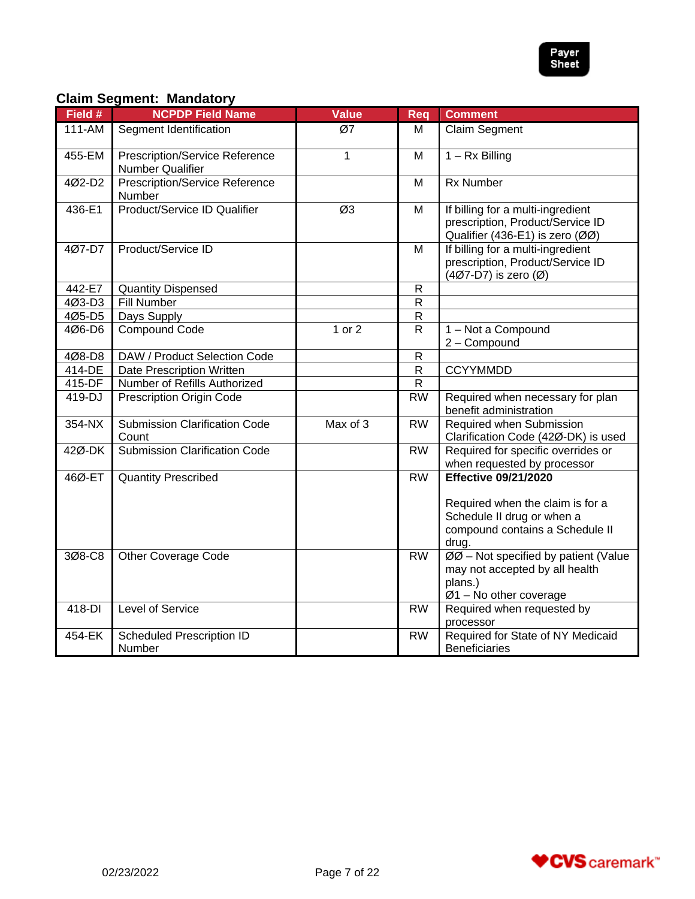## Claim Segment: Mandatory

| Field # | NCPDP Field Name | Value | Req | Comment |
|---|---|---|---|---|
| 111-AM | Segment Identification | Ø7 | M | Claim Segment |
| 455-EM | Prescription/Service Reference Number Qualifier | 1 | M | 1 – Rx Billing |
| 4Ø2-D2 | Prescription/Service Reference Number | | M | Rx Number |
| 436-E1 | Product/Service ID Qualifier | Ø3 | M | If billing for a multi-ingredient prescription, Product/Service ID Qualifier (436-E1) is zero (ØØ) |
| 4Ø7-D7 | Product/Service ID | | M | If billing for a multi-ingredient prescription, Product/Service ID (4Ø7-D7) is zero (Ø) |
| 442-E7 | Quantity Dispensed | | R | |
| 4Ø3-D3 | Fill Number | | R | |
| 4Ø5-D5 | Days Supply | | R | |
| 4Ø6-D6 | Compound Code | 1 or 2 | R | 1 – Not a Compound<br>2 – Compound |
| 4Ø8-D8 | DAW / Product Selection Code | | R | |
| 414-DE | Date Prescription Written | | R | CCYYMMDD |
| 415-DF | Number of Refills Authorized | | R | |
| 419-DJ | Prescription Origin Code | | RW | Required when necessary for plan benefit administration |
| 354-NX | Submission Clarification Code Count | Max of 3 | RW | Required when Submission Clarification Code (42Ø-DK) is used |
| 42Ø-DK | Submission Clarification Code | | RW | Required for specific overrides or when requested by processor |
| 46Ø-ET | Quantity Prescribed | | RW | **Effective 09/21/2020**<br><br>Required when the claim is for a Schedule II drug or when a compound contains a Schedule II drug. |
| 3Ø8-C8 | Other Coverage Code | | RW | ØØ – Not specified by patient (Value may not accepted by all health plans.)<br>Ø1 – No other coverage |
| 418-DI | Level of Service | | RW | Required when requested by processor |
| 454-EK | Scheduled Prescription ID Number | | RW | Required for State of NY Medicaid Beneficiaries |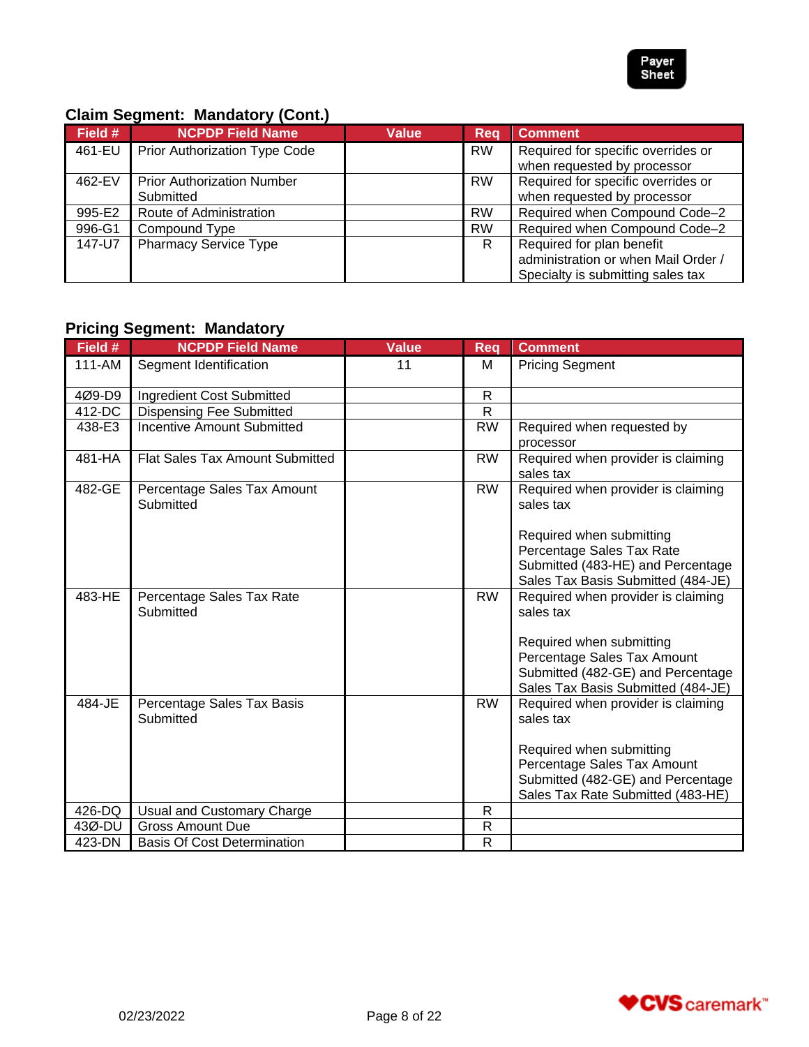### Claim Segment: Mandatory (Cont.)

| Field # | NCPDP Field Name | Value | Req | Comment |
|---|---|---|---|---|
| 461-EU | Prior Authorization Type Code | | RW | Required for specific overrides or when requested by processor |
| 462-EV | Prior Authorization Number Submitted | | RW | Required for specific overrides or when requested by processor |
| 995-E2 | Route of Administration | | RW | Required when Compound Code–2 |
| 996-G1 | Compound Type | | RW | Required when Compound Code–2 |
| 147-U7 | Pharmacy Service Type | | R | Required for plan benefit administration or when Mail Order / Specialty is submitting sales tax |

### Pricing Segment: Mandatory

| Field # | NCPDP Field Name | Value | Req | Comment |
|---|---|---|---|---|
| 111-AM | Segment Identification | 11 | M | Pricing Segment |
| 4Ø9-D9 | Ingredient Cost Submitted | | R | |
| 412-DC | Dispensing Fee Submitted | | R | |
| 438-E3 | Incentive Amount Submitted | | RW | Required when requested by processor |
| 481-HA | Flat Sales Tax Amount Submitted | | RW | Required when provider is claiming sales tax |
| 482-GE | Percentage Sales Tax Amount Submitted | | RW | Required when provider is claiming sales tax<br><br>Required when submitting Percentage Sales Tax Rate Submitted (483-HE) and Percentage Sales Tax Basis Submitted (484-JE) |
| 483-HE | Percentage Sales Tax Rate Submitted | | RW | Required when provider is claiming sales tax<br><br>Required when submitting Percentage Sales Tax Amount Submitted (482-GE) and Percentage Sales Tax Basis Submitted (484-JE) |
| 484-JE | Percentage Sales Tax Basis Submitted | | RW | Required when provider is claiming sales tax<br><br>Required when submitting Percentage Sales Tax Amount Submitted (482-GE) and Percentage Sales Tax Rate Submitted (483-HE) |
| 426-DQ | Usual and Customary Charge | | R | |
| 43Ø-DU | Gross Amount Due | | R | |
| 423-DN | Basis Of Cost Determination | | R | |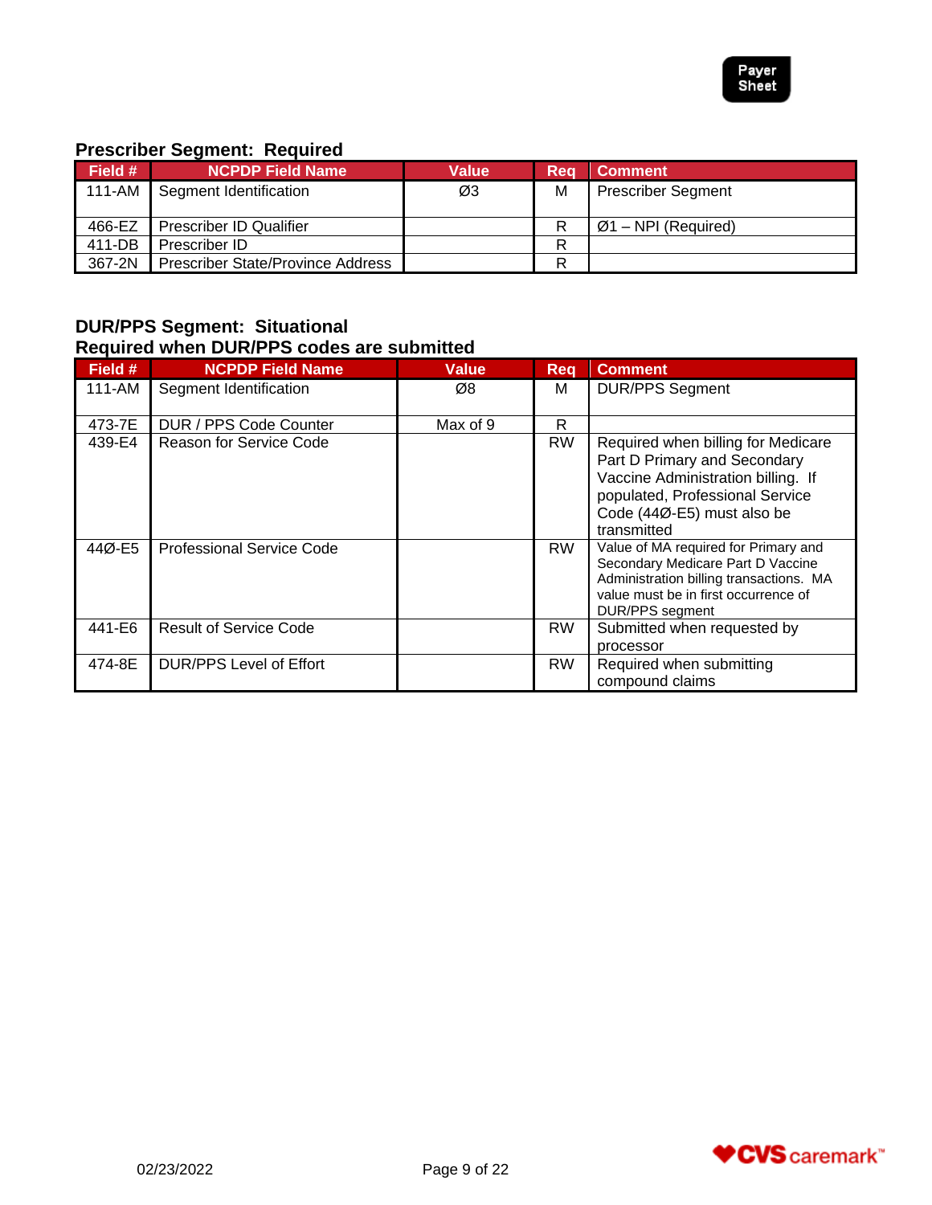### Prescriber Segment: Required

| Field # | NCPDP Field Name | Value | Req | Comment |
|---|---|---|---|---|
| 111-AM | Segment Identification | Ø3 | M | Prescriber Segment |
| 466-EZ | Prescriber ID Qualifier | | R | Ø1 – NPI (Required) |
| 411-DB | Prescriber ID | | R | |
| 367-2N | Prescriber State/Province Address | | R | |

### DUR/PPS Segment: Situational
### Required when DUR/PPS codes are submitted

| Field # | NCPDP Field Name | Value | Req | Comment |
|---|---|---|---|---|
| 111-AM | Segment Identification | Ø8 | M | DUR/PPS Segment |
| 473-7E | DUR / PPS Code Counter | Max of 9 | R | |
| 439-E4 | Reason for Service Code | | RW | Required when billing for Medicare Part D Primary and Secondary Vaccine Administration billing. If populated, Professional Service Code (44Ø-E5) must also be transmitted |
| 44Ø-E5 | Professional Service Code | | RW | Value of MA required for Primary and Secondary Medicare Part D Vaccine Administration billing transactions. MA value must be in first occurrence of DUR/PPS segment |
| 441-E6 | Result of Service Code | | RW | Submitted when requested by processor |
| 474-8E | DUR/PPS Level of Effort | | RW | Required when submitting compound claims |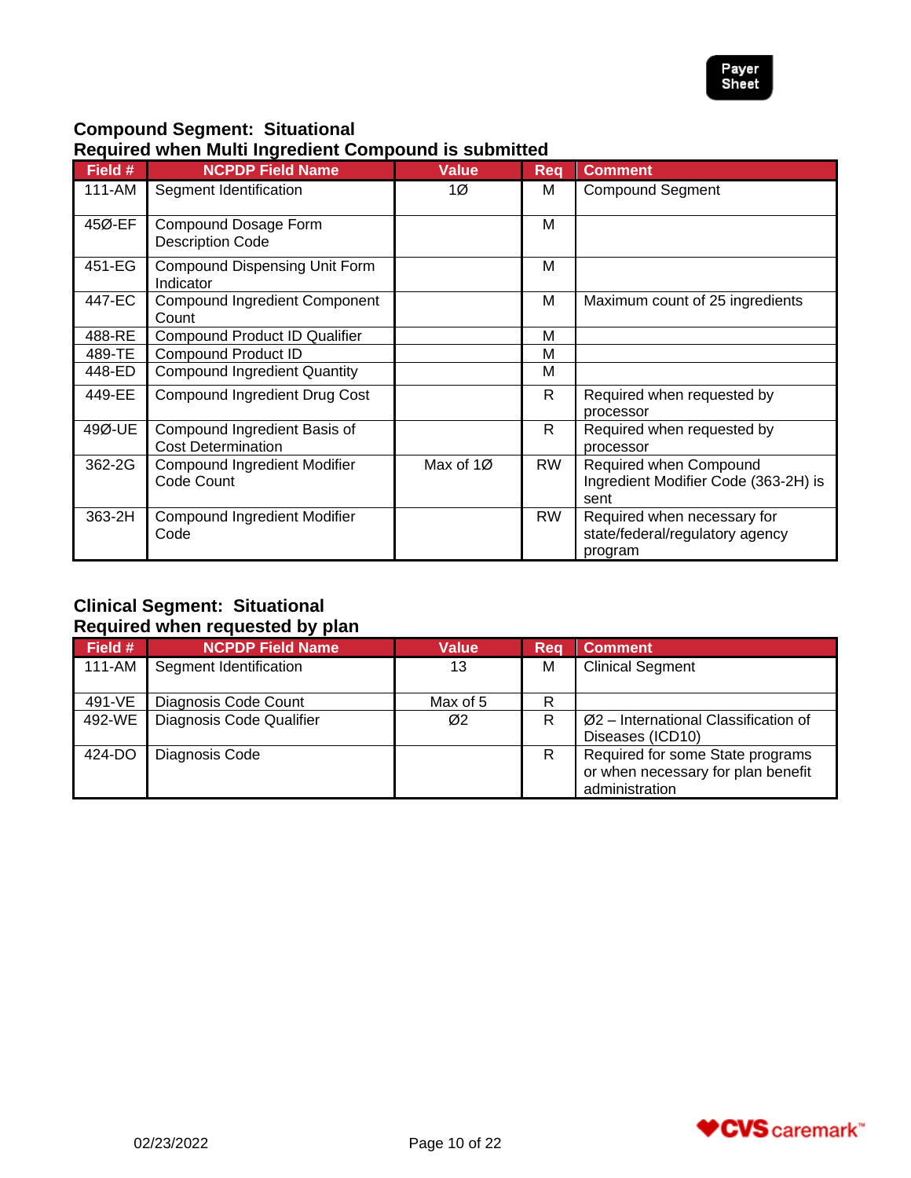## Compound Segment: Situational
## Required when Multi Ingredient Compound is submitted

| Field # | NCPDP Field Name | Value | Req | Comment |
|---|---|---|---|---|
| 111-AM | Segment Identification | 1Ø | M | Compound Segment |
| 45Ø-EF | Compound Dosage Form Description Code | | M | |
| 451-EG | Compound Dispensing Unit Form Indicator | | M | |
| 447-EC | Compound Ingredient Component Count | | M | Maximum count of 25 ingredients |
| 488-RE | Compound Product ID Qualifier | | M | |
| 489-TE | Compound Product ID | | M | |
| 448-ED | Compound Ingredient Quantity | | M | |
| 449-EE | Compound Ingredient Drug Cost | | R | Required when requested by processor |
| 49Ø-UE | Compound Ingredient Basis of Cost Determination | | R | Required when requested by processor |
| 362-2G | Compound Ingredient Modifier Code Count | Max of 1Ø | RW | Required when Compound Ingredient Modifier Code (363-2H) is sent |
| 363-2H | Compound Ingredient Modifier Code | | RW | Required when necessary for state/federal/regulatory agency program |

## Clinical Segment: Situational
## Required when requested by plan

| Field # | NCPDP Field Name | Value | Req | Comment |
|---|---|---|---|---|
| 111-AM | Segment Identification | 13 | M | Clinical Segment |
| 491-VE | Diagnosis Code Count | Max of 5 | R | |
| 492-WE | Diagnosis Code Qualifier | Ø2 | R | Ø2 – International Classification of Diseases (ICD10) |
| 424-DO | Diagnosis Code | | R | Required for some State programs or when necessary for plan benefit administration |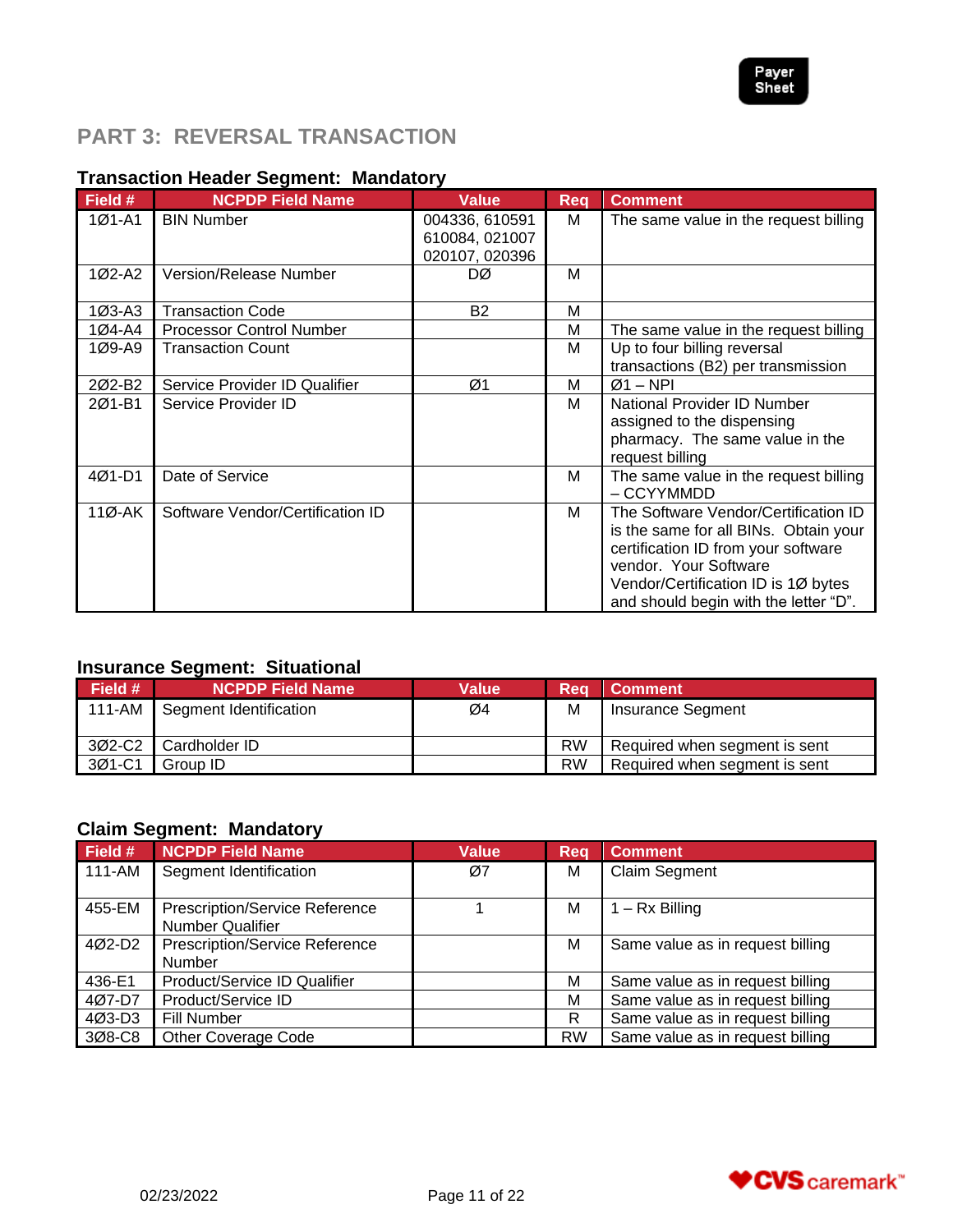Payer Sheet

## PART 3: REVERSAL TRANSACTION

### Transaction Header Segment: Mandatory

| Field # | NCPDP Field Name | Value | Req | Comment |
|---|---|---|---|---|
| 1Ø1-A1 | BIN Number | 004336, 610591 610084, 021007 020107, 020396 | M | The same value in the request billing |
| 1Ø2-A2 | Version/Release Number | DØ | M | |
| 1Ø3-A3 | Transaction Code | B2 | M | |
| 1Ø4-A4 | Processor Control Number | | M | The same value in the request billing |
| 1Ø9-A9 | Transaction Count | | M | Up to four billing reversal transactions (B2) per transmission |
| 2Ø2-B2 | Service Provider ID Qualifier | Ø1 | M | Ø1 – NPI |
| 2Ø1-B1 | Service Provider ID | | M | National Provider ID Number assigned to the dispensing pharmacy. The same value in the request billing |
| 4Ø1-D1 | Date of Service | | M | The same value in the request billing – CCYYMMDD |
| 11Ø-AK | Software Vendor/Certification ID | | M | The Software Vendor/Certification ID is the same for all BINs. Obtain your certification ID from your software vendor. Your Software Vendor/Certification ID is 1Ø bytes and should begin with the letter "D". |

### Insurance Segment: Situational

| Field # | NCPDP Field Name | Value | Req | Comment |
|---|---|---|---|---|
| 111-AM | Segment Identification | Ø4 | M | Insurance Segment |
| 3Ø2-C2 | Cardholder ID | | RW | Required when segment is sent |
| 3Ø1-C1 | Group ID | | RW | Required when segment is sent |

### Claim Segment: Mandatory

| Field # | NCPDP Field Name | Value | Req | Comment |
|---|---|---|---|---|
| 111-AM | Segment Identification | Ø7 | M | Claim Segment |
| 455-EM | Prescription/Service Reference Number Qualifier | 1 | M | 1 – Rx Billing |
| 4Ø2-D2 | Prescription/Service Reference Number | | M | Same value as in request billing |
| 436-E1 | Product/Service ID Qualifier | | M | Same value as in request billing |
| 4Ø7-D7 | Product/Service ID | | M | Same value as in request billing |
| 4Ø3-D3 | Fill Number | | R | Same value as in request billing |
| 3Ø8-C8 | Other Coverage Code | | RW | Same value as in request billing |

02/23/2022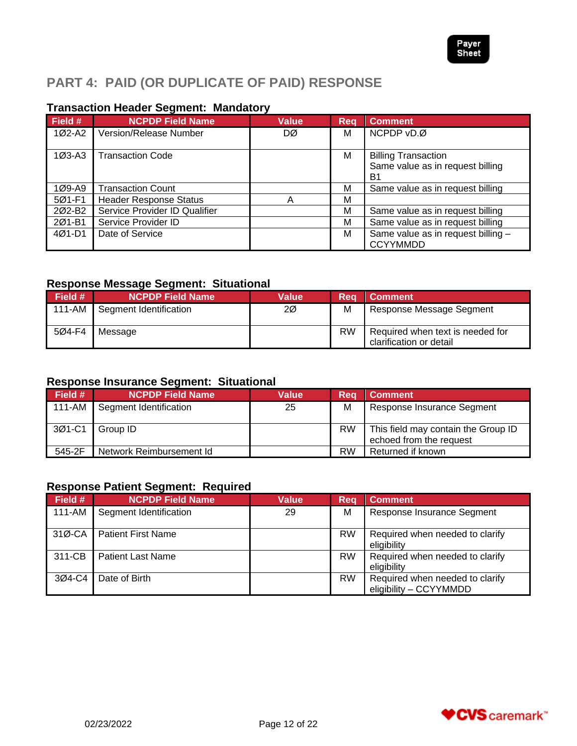Payer Sheet

## PART 4: PAID (OR DUPLICATE OF PAID) RESPONSE

### Transaction Header Segment: Mandatory

| Field # | NCPDP Field Name | Value | Req | Comment |
|---|---|---|---|---|
| 1Ø2-A2 | Version/Release Number | DØ | M | NCPDP vD.Ø |
| 1Ø3-A3 | Transaction Code | | M | Billing Transaction<br>Same value as in request billing B1 |
| 1Ø9-A9 | Transaction Count | | M | Same value as in request billing |
| 5Ø1-F1 | Header Response Status | A | M | |
| 2Ø2-B2 | Service Provider ID Qualifier | | M | Same value as in request billing |
| 2Ø1-B1 | Service Provider ID | | M | Same value as in request billing |
| 4Ø1-D1 | Date of Service | | M | Same value as in request billing – CCYYMMDD |

### Response Message Segment: Situational

| Field # | NCPDP Field Name | Value | Req | Comment |
|---|---|---|---|---|
| 111-AM | Segment Identification | 2Ø | M | Response Message Segment |
| 5Ø4-F4 | Message | | RW | Required when text is needed for clarification or detail |

### Response Insurance Segment: Situational

| Field # | NCPDP Field Name | Value | Req | Comment |
|---|---|---|---|---|
| 111-AM | Segment Identification | 25 | M | Response Insurance Segment |
| 3Ø1-C1 | Group ID | | RW | This field may contain the Group ID echoed from the request |
| 545-2F | Network Reimbursement Id | | RW | Returned if known |

### Response Patient Segment: Required

| Field # | NCPDP Field Name | Value | Req | Comment |
|---|---|---|---|---|
| 111-AM | Segment Identification | 29 | M | Response Insurance Segment |
| 31Ø-CA | Patient First Name | | RW | Required when needed to clarify eligibility |
| 311-CB | Patient Last Name | | RW | Required when needed to clarify eligibility |
| 3Ø4-C4 | Date of Birth | | RW | Required when needed to clarify eligibility – CCYYMMDD |

02/23/2022

CVS caremark™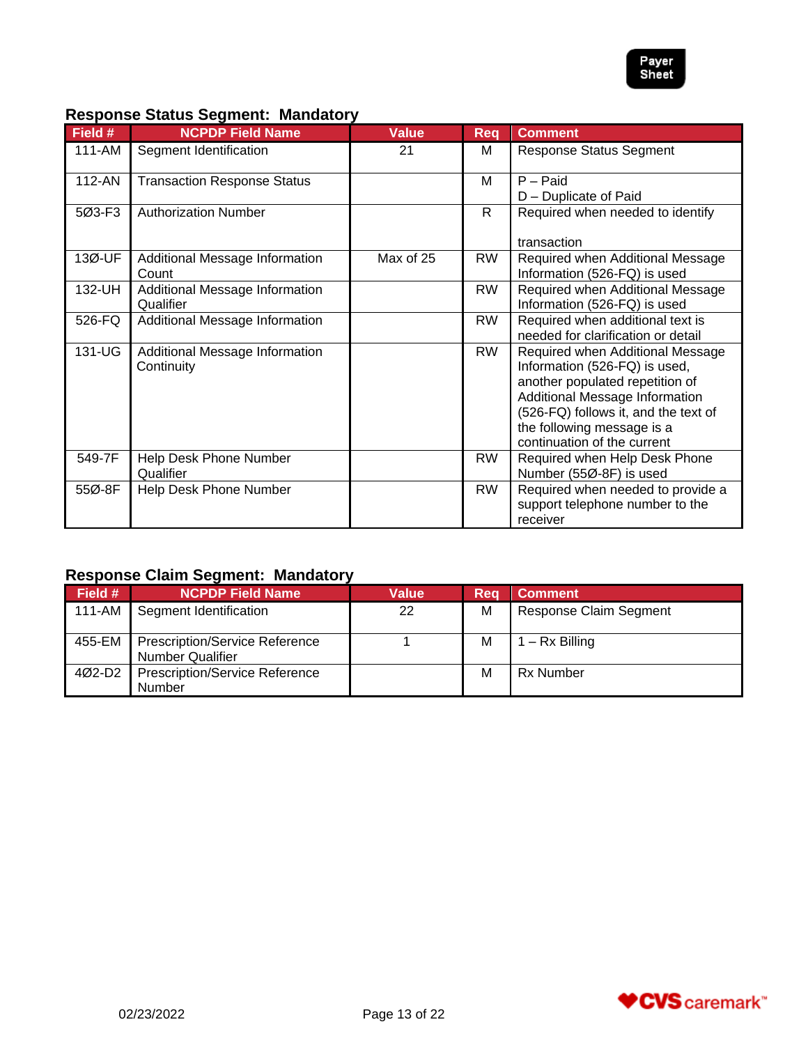### Response Status Segment: Mandatory

| Field # | NCPDP Field Name | Value | Req | Comment |
|---|---|---|---|---|
| 111-AM | Segment Identification | 21 | M | Response Status Segment |
| 112-AN | Transaction Response Status | | M | P – Paid<br>D – Duplicate of Paid |
| 5Ø3-F3 | Authorization Number | | R | Required when needed to identify transaction |
| 13Ø-UF | Additional Message Information Count | Max of 25 | RW | Required when Additional Message Information (526-FQ) is used |
| 132-UH | Additional Message Information Qualifier | | RW | Required when Additional Message Information (526-FQ) is used |
| 526-FQ | Additional Message Information | | RW | Required when additional text is needed for clarification or detail |
| 131-UG | Additional Message Information Continuity | | RW | Required when Additional Message Information (526-FQ) is used, another populated repetition of Additional Message Information (526-FQ) follows it, and the text of the following message is a continuation of the current |
| 549-7F | Help Desk Phone Number Qualifier | | RW | Required when Help Desk Phone Number (55Ø-8F) is used |
| 55Ø-8F | Help Desk Phone Number | | RW | Required when needed to provide a support telephone number to the receiver |

### Response Claim Segment: Mandatory

| Field # | NCPDP Field Name | Value | Req | Comment |
|---|---|---|---|---|
| 111-AM | Segment Identification | 22 | M | Response Claim Segment |
| 455-EM | Prescription/Service Reference Number Qualifier | 1 | M | 1 – Rx Billing |
| 4Ø2-D2 | Prescription/Service Reference Number | | M | Rx Number |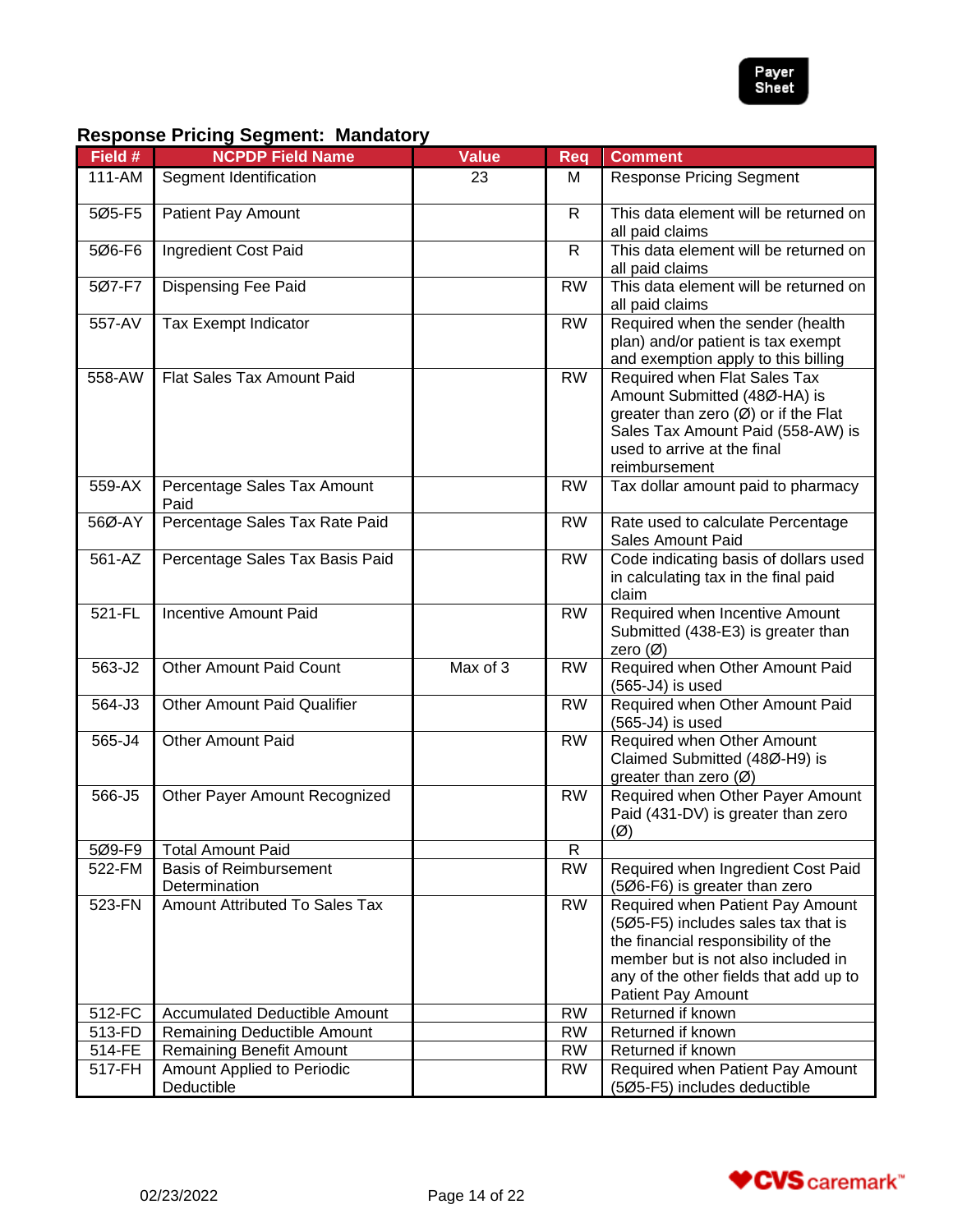## Response Pricing Segment: Mandatory

| Field # | NCPDP Field Name | Value | Req | Comment |
|---|---|---|---|---|
| 111-AM | Segment Identification | 23 | M | Response Pricing Segment |
| 5Ø5-F5 | Patient Pay Amount | | R | This data element will be returned on all paid claims |
| 5Ø6-F6 | Ingredient Cost Paid | | R | This data element will be returned on all paid claims |
| 5Ø7-F7 | Dispensing Fee Paid | | RW | This data element will be returned on all paid claims |
| 557-AV | Tax Exempt Indicator | | RW | Required when the sender (health plan) and/or patient is tax exempt and exemption apply to this billing |
| 558-AW | Flat Sales Tax Amount Paid | | RW | Required when Flat Sales Tax Amount Submitted (48Ø-HA) is greater than zero (Ø) or if the Flat Sales Tax Amount Paid (558-AW) is used to arrive at the final reimbursement |
| 559-AX | Percentage Sales Tax Amount Paid | | RW | Tax dollar amount paid to pharmacy |
| 56Ø-AY | Percentage Sales Tax Rate Paid | | RW | Rate used to calculate Percentage Sales Amount Paid |
| 561-AZ | Percentage Sales Tax Basis Paid | | RW | Code indicating basis of dollars used in calculating tax in the final paid claim |
| 521-FL | Incentive Amount Paid | | RW | Required when Incentive Amount Submitted (438-E3) is greater than zero (Ø) |
| 563-J2 | Other Amount Paid Count | Max of 3 | RW | Required when Other Amount Paid (565-J4) is used |
| 564-J3 | Other Amount Paid Qualifier | | RW | Required when Other Amount Paid (565-J4) is used |
| 565-J4 | Other Amount Paid | | RW | Required when Other Amount Claimed Submitted (48Ø-H9) is greater than zero (Ø) |
| 566-J5 | Other Payer Amount Recognized | | RW | Required when Other Payer Amount Paid (431-DV) is greater than zero (Ø) |
| 5Ø9-F9 | Total Amount Paid | | R | |
| 522-FM | Basis of Reimbursement Determination | | RW | Required when Ingredient Cost Paid (5Ø6-F6) is greater than zero |
| 523-FN | Amount Attributed To Sales Tax | | RW | Required when Patient Pay Amount (5Ø5-F5) includes sales tax that is the financial responsibility of the member but is not also included in any of the other fields that add up to Patient Pay Amount |
| 512-FC | Accumulated Deductible Amount | | RW | Returned if known |
| 513-FD | Remaining Deductible Amount | | RW | Returned if known |
| 514-FE | Remaining Benefit Amount | | RW | Returned if known |
| 517-FH | Amount Applied to Periodic Deductible | | RW | Required when Patient Pay Amount (5Ø5-F5) includes deductible |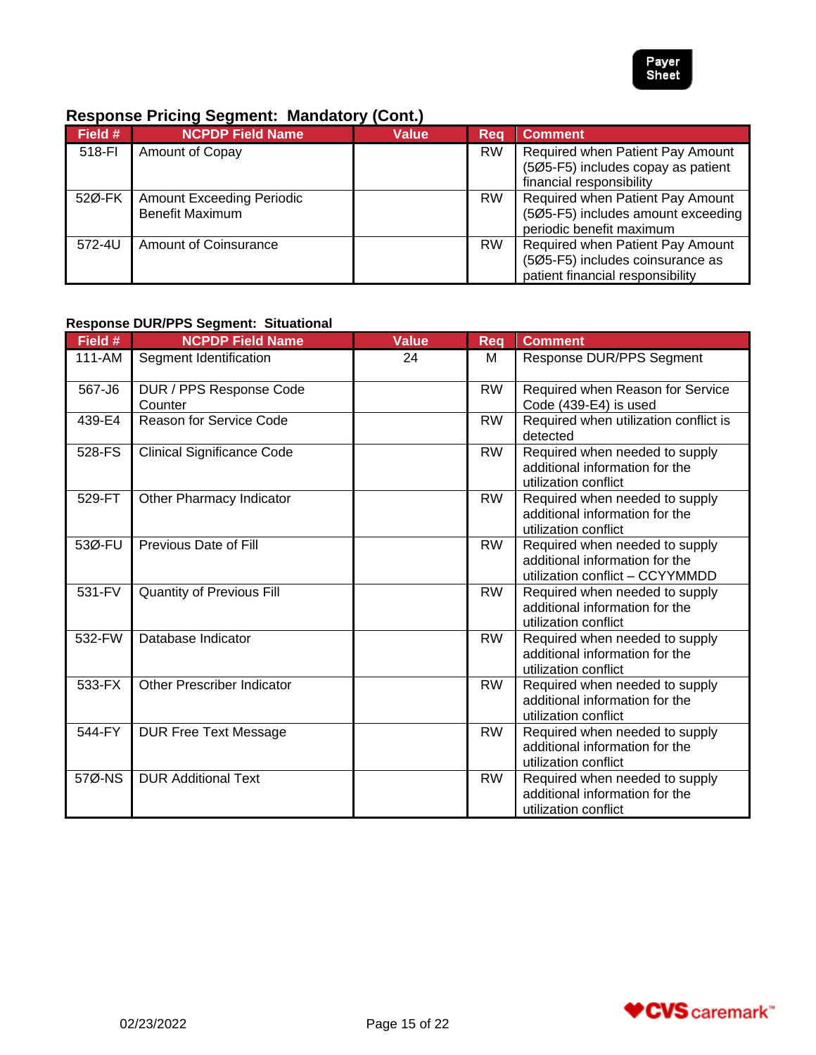## Response Pricing Segment: Mandatory (Cont.)

| Field # | NCPDP Field Name | Value | Req | Comment |
|---|---|---|---|---|
| 518-FI | Amount of Copay | | RW | Required when Patient Pay Amount (5Ø5-F5) includes copay as patient financial responsibility |
| 52Ø-FK | Amount Exceeding Periodic Benefit Maximum | | RW | Required when Patient Pay Amount (5Ø5-F5) includes amount exceeding periodic benefit maximum |
| 572-4U | Amount of Coinsurance | | RW | Required when Patient Pay Amount (5Ø5-F5) includes coinsurance as patient financial responsibility |

### Response DUR/PPS Segment: Situational

| Field # | NCPDP Field Name | Value | Req | Comment |
|---|---|---|---|---|
| 111-AM | Segment Identification | 24 | M | Response DUR/PPS Segment |
| 567-J6 | DUR / PPS Response Code Counter | | RW | Required when Reason for Service Code (439-E4) is used |
| 439-E4 | Reason for Service Code | | RW | Required when utilization conflict is detected |
| 528-FS | Clinical Significance Code | | RW | Required when needed to supply additional information for the utilization conflict |
| 529-FT | Other Pharmacy Indicator | | RW | Required when needed to supply additional information for the utilization conflict |
| 53Ø-FU | Previous Date of Fill | | RW | Required when needed to supply additional information for the utilization conflict – CCYYMMDD |
| 531-FV | Quantity of Previous Fill | | RW | Required when needed to supply additional information for the utilization conflict |
| 532-FW | Database Indicator | | RW | Required when needed to supply additional information for the utilization conflict |
| 533-FX | Other Prescriber Indicator | | RW | Required when needed to supply additional information for the utilization conflict |
| 544-FY | DUR Free Text Message | | RW | Required when needed to supply additional information for the utilization conflict |
| 57Ø-NS | DUR Additional Text | | RW | Required when needed to supply additional information for the utilization conflict |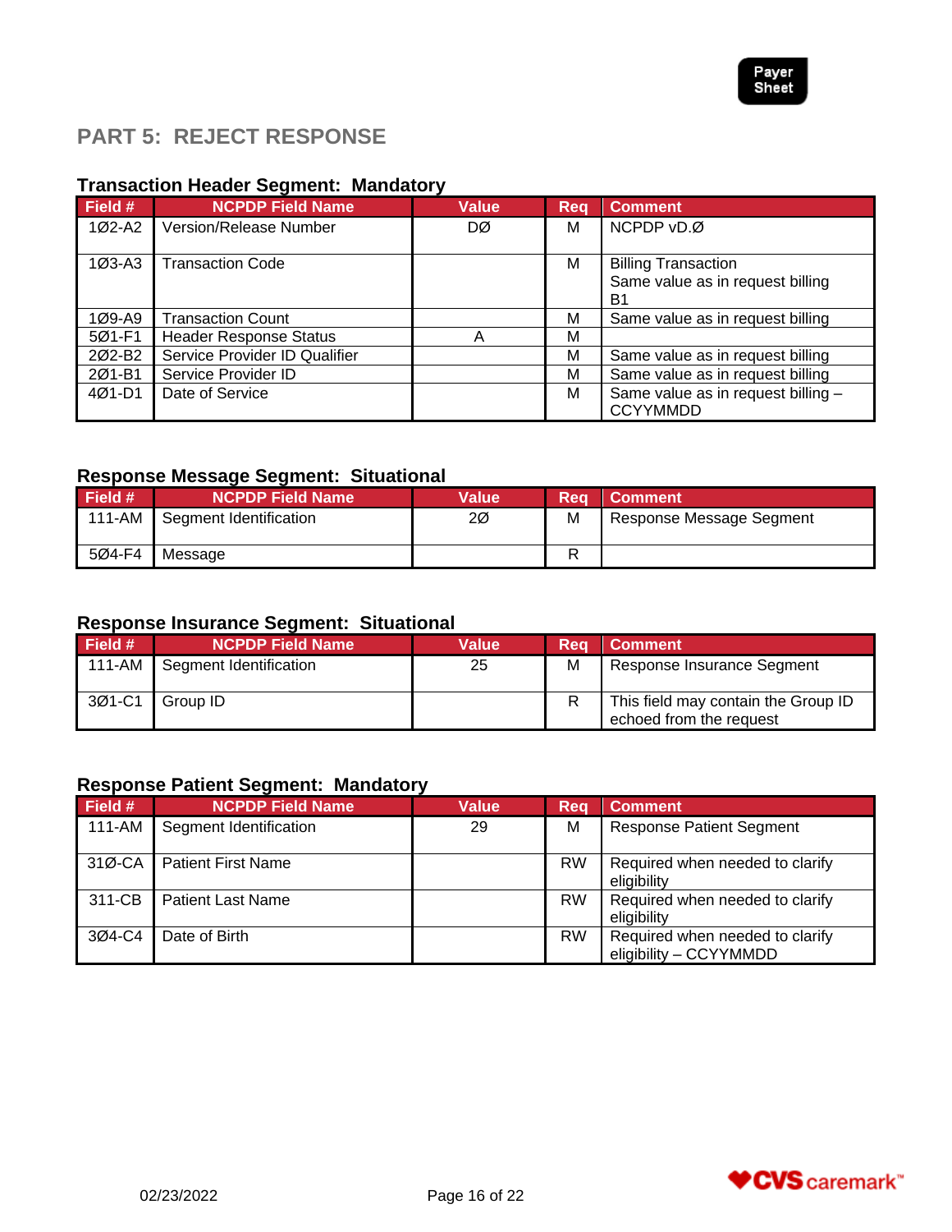## PART 5: REJECT RESPONSE

### Transaction Header Segment: Mandatory

| Field # | NCPDP Field Name | Value | Req | Comment |
|---|---|---|---|---|
| 1Ø2-A2 | Version/Release Number | DØ | M | NCPDP vD.Ø |
| 1Ø3-A3 | Transaction Code | | M | Billing Transaction<br>Same value as in request billing<br>B1 |
| 1Ø9-A9 | Transaction Count | | M | Same value as in request billing |
| 5Ø1-F1 | Header Response Status | A | M | |
| 2Ø2-B2 | Service Provider ID Qualifier | | M | Same value as in request billing |
| 2Ø1-B1 | Service Provider ID | | M | Same value as in request billing |
| 4Ø1-D1 | Date of Service | | M | Same value as in request billing – CCYYMMDD |

### Response Message Segment: Situational

| Field # | NCPDP Field Name | Value | Req | Comment |
|---|---|---|---|---|
| 111-AM | Segment Identification | 2Ø | M | Response Message Segment |
| 5Ø4-F4 | Message | | R | |

### Response Insurance Segment: Situational

| Field # | NCPDP Field Name | Value | Req | Comment |
|---|---|---|---|---|
| 111-AM | Segment Identification | 25 | M | Response Insurance Segment |
| 3Ø1-C1 | Group ID | | R | This field may contain the Group ID echoed from the request |

### Response Patient Segment: Mandatory

| Field # | NCPDP Field Name | Value | Req | Comment |
|---|---|---|---|---|
| 111-AM | Segment Identification | 29 | M | Response Patient Segment |
| 31Ø-CA | Patient First Name | | RW | Required when needed to clarify eligibility |
| 311-CB | Patient Last Name | | RW | Required when needed to clarify eligibility |
| 3Ø4-C4 | Date of Birth | | RW | Required when needed to clarify eligibility – CCYYMMDD |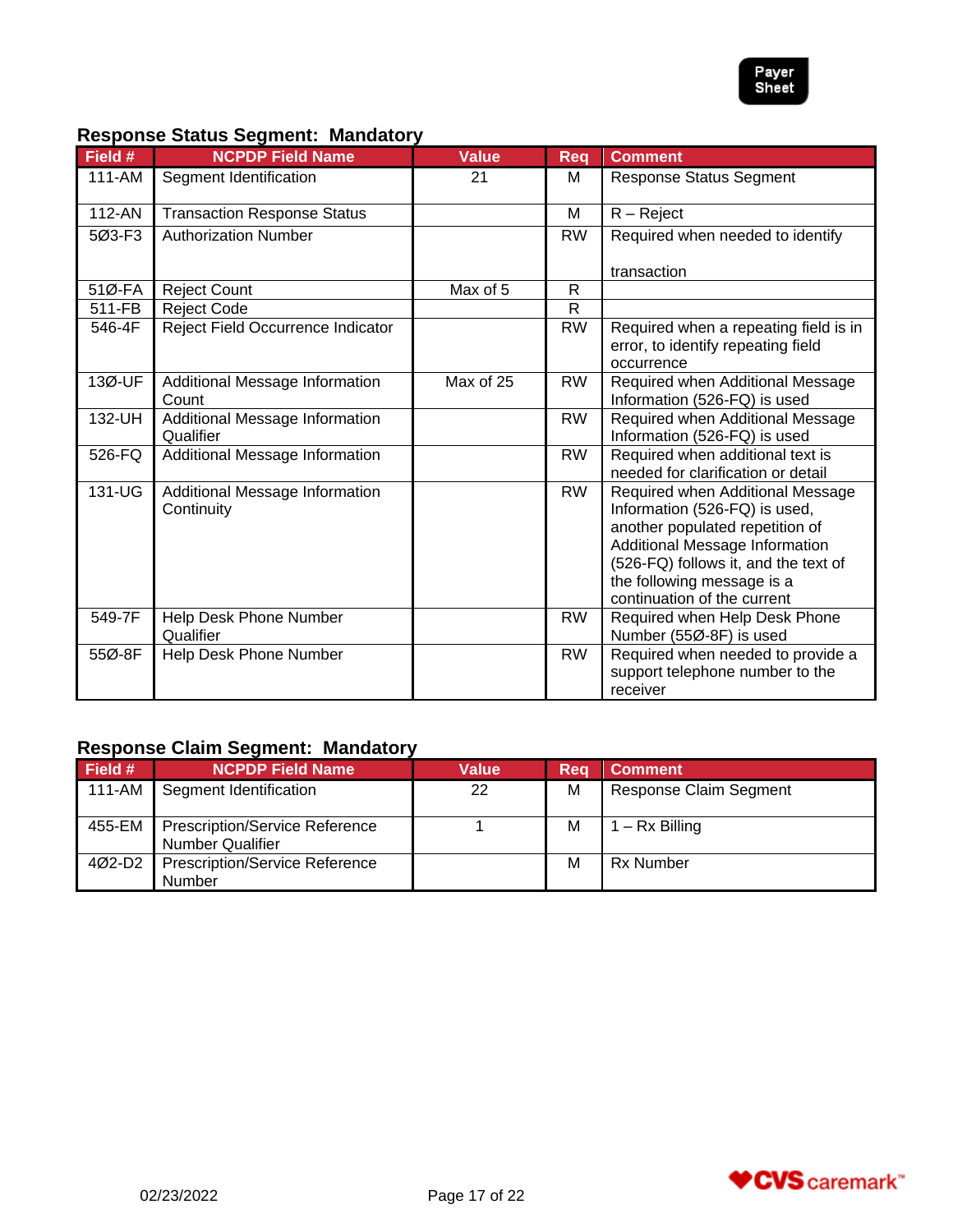Payer Sheet

## Response Status Segment: Mandatory

| Field # | NCPDP Field Name | Value | Req | Comment |
|---|---|---|---|---|
| 111-AM | Segment Identification | 21 | M | Response Status Segment |
| 112-AN | Transaction Response Status | | M | R – Reject |
| 5Ø3-F3 | Authorization Number | | RW | Required when needed to identify transaction |
| 51Ø-FA | Reject Count | Max of 5 | R | |
| 511-FB | Reject Code | | R | |
| 546-4F | Reject Field Occurrence Indicator | | RW | Required when a repeating field is in error, to identify repeating field occurrence |
| 13Ø-UF | Additional Message Information Count | Max of 25 | RW | Required when Additional Message Information (526-FQ) is used |
| 132-UH | Additional Message Information Qualifier | | RW | Required when Additional Message Information (526-FQ) is used |
| 526-FQ | Additional Message Information | | RW | Required when additional text is needed for clarification or detail |
| 131-UG | Additional Message Information Continuity | | RW | Required when Additional Message Information (526-FQ) is used, another populated repetition of Additional Message Information (526-FQ) follows it, and the text of the following message is a continuation of the current |
| 549-7F | Help Desk Phone Number Qualifier | | RW | Required when Help Desk Phone Number (55Ø-8F) is used |
| 55Ø-8F | Help Desk Phone Number | | RW | Required when needed to provide a support telephone number to the receiver |

## Response Claim Segment: Mandatory

| Field # | NCPDP Field Name | Value | Req | Comment |
|---|---|---|---|---|
| 111-AM | Segment Identification | 22 | M | Response Claim Segment |
| 455-EM | Prescription/Service Reference Number Qualifier | 1 | M | 1 – Rx Billing |
| 4Ø2-D2 | Prescription/Service Reference Number | | M | Rx Number |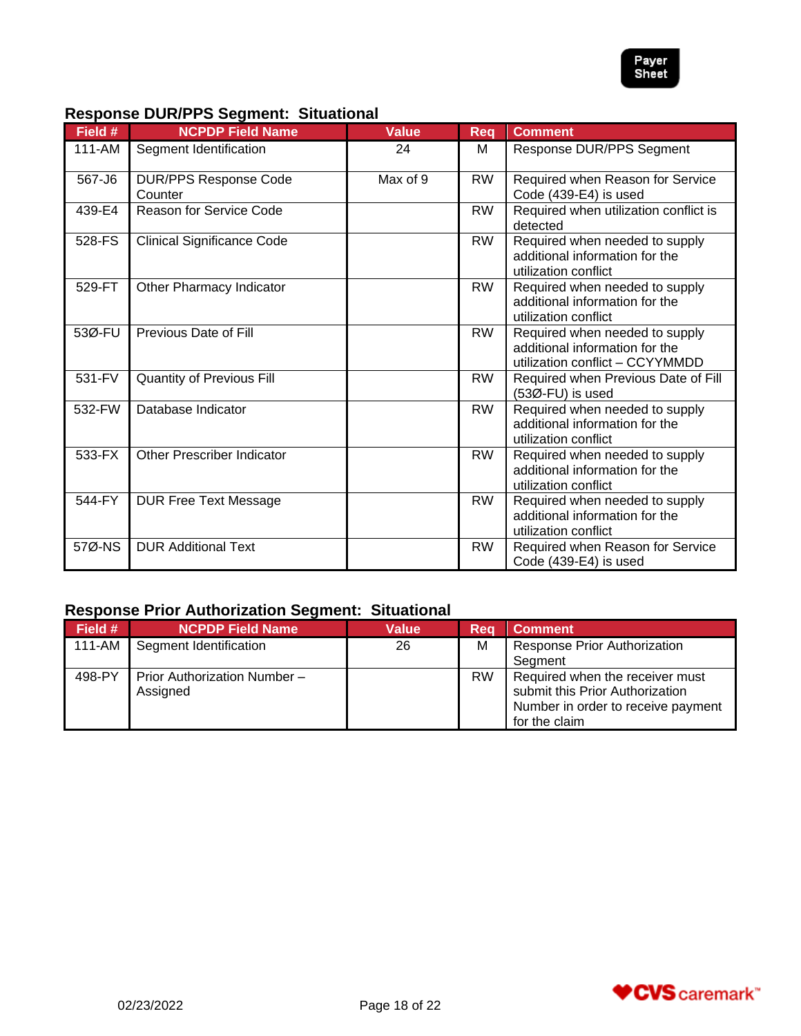### Response DUR/PPS Segment: Situational

| Field # | NCPDP Field Name | Value | Req | Comment |
|---|---|---|---|---|
| 111-AM | Segment Identification | 24 | M | Response DUR/PPS Segment |
| 567-J6 | DUR/PPS Response Code Counter | Max of 9 | RW | Required when Reason for Service Code (439-E4) is used |
| 439-E4 | Reason for Service Code | | RW | Required when utilization conflict is detected |
| 528-FS | Clinical Significance Code | | RW | Required when needed to supply additional information for the utilization conflict |
| 529-FT | Other Pharmacy Indicator | | RW | Required when needed to supply additional information for the utilization conflict |
| 53Ø-FU | Previous Date of Fill | | RW | Required when needed to supply additional information for the utilization conflict – CCYYMMDD |
| 531-FV | Quantity of Previous Fill | | RW | Required when Previous Date of Fill (53Ø-FU) is used |
| 532-FW | Database Indicator | | RW | Required when needed to supply additional information for the utilization conflict |
| 533-FX | Other Prescriber Indicator | | RW | Required when needed to supply additional information for the utilization conflict |
| 544-FY | DUR Free Text Message | | RW | Required when needed to supply additional information for the utilization conflict |
| 57Ø-NS | DUR Additional Text | | RW | Required when Reason for Service Code (439-E4) is used |

### Response Prior Authorization Segment: Situational

| Field # | NCPDP Field Name | Value | Req | Comment |
|---|---|---|---|---|
| 111-AM | Segment Identification | 26 | M | Response Prior Authorization Segment |
| 498-PY | Prior Authorization Number – Assigned | | RW | Required when the receiver must submit this Prior Authorization Number in order to receive payment for the claim |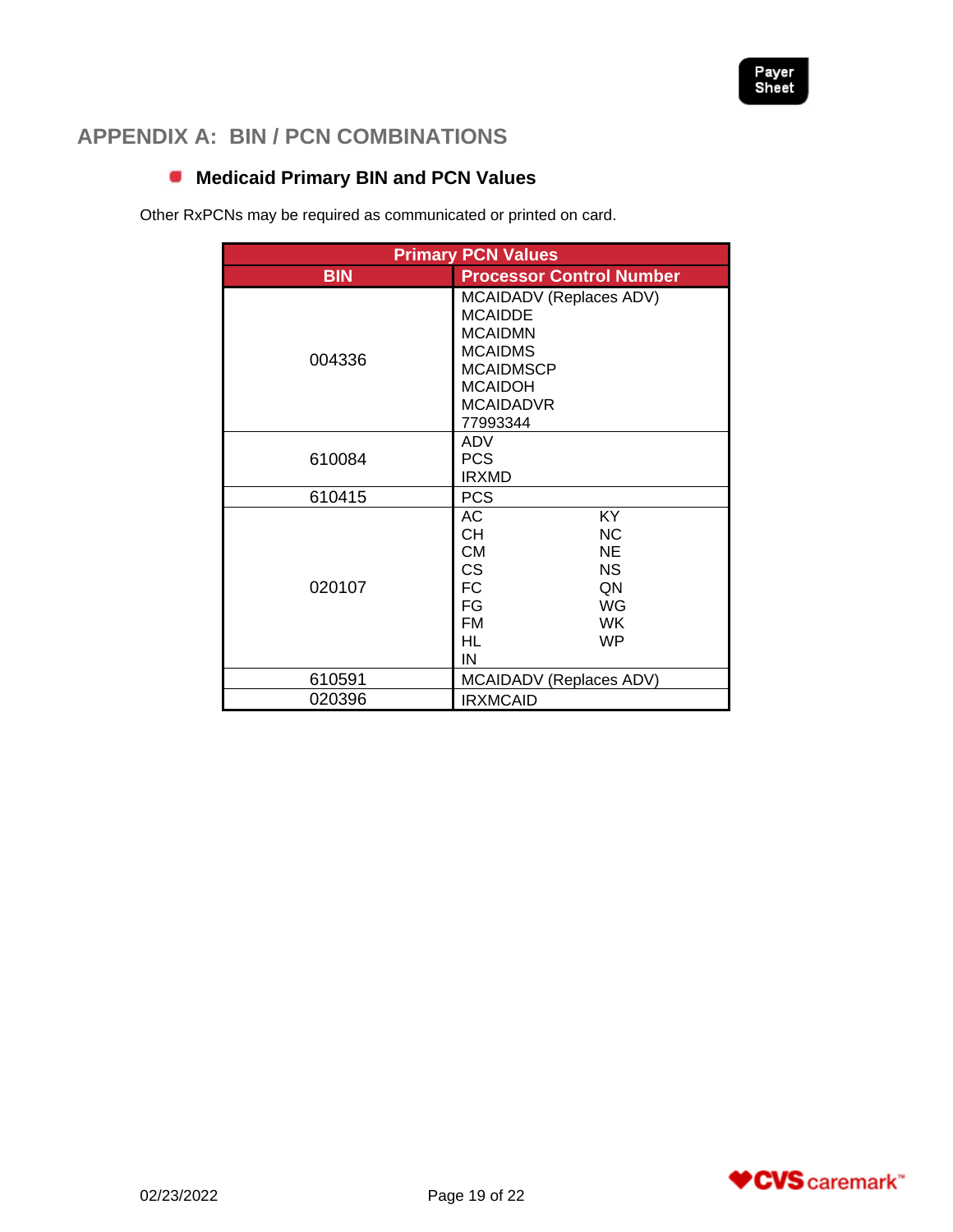## APPENDIX A: BIN / PCN COMBINATIONS

### Medicaid Primary BIN and PCN Values

Other RxPCNs may be required as communicated or printed on card.

| Primary PCN Values | |
|---|---|
| **BIN** | **Processor Control Number** |
| 004336 | MCAIDADV (Replaces ADV)<br>MCAIDDE<br>MCAIDMN<br>MCAIDMS<br>MCAIDMSCP<br>MCAIDOH<br>MCAIDADVR<br>77993344 |
| 610084 | ADV<br>PCS<br>IRXMD |
| 610415 | PCS |
| 020107 | AC, CH, CM, CS, FC, FG, FM, HL, IN, KY, NC, NE, NS, QN, WG, WK, WP |
| 610591 | MCAIDADV (Replaces ADV) |
| 020396 | IRXMCAID |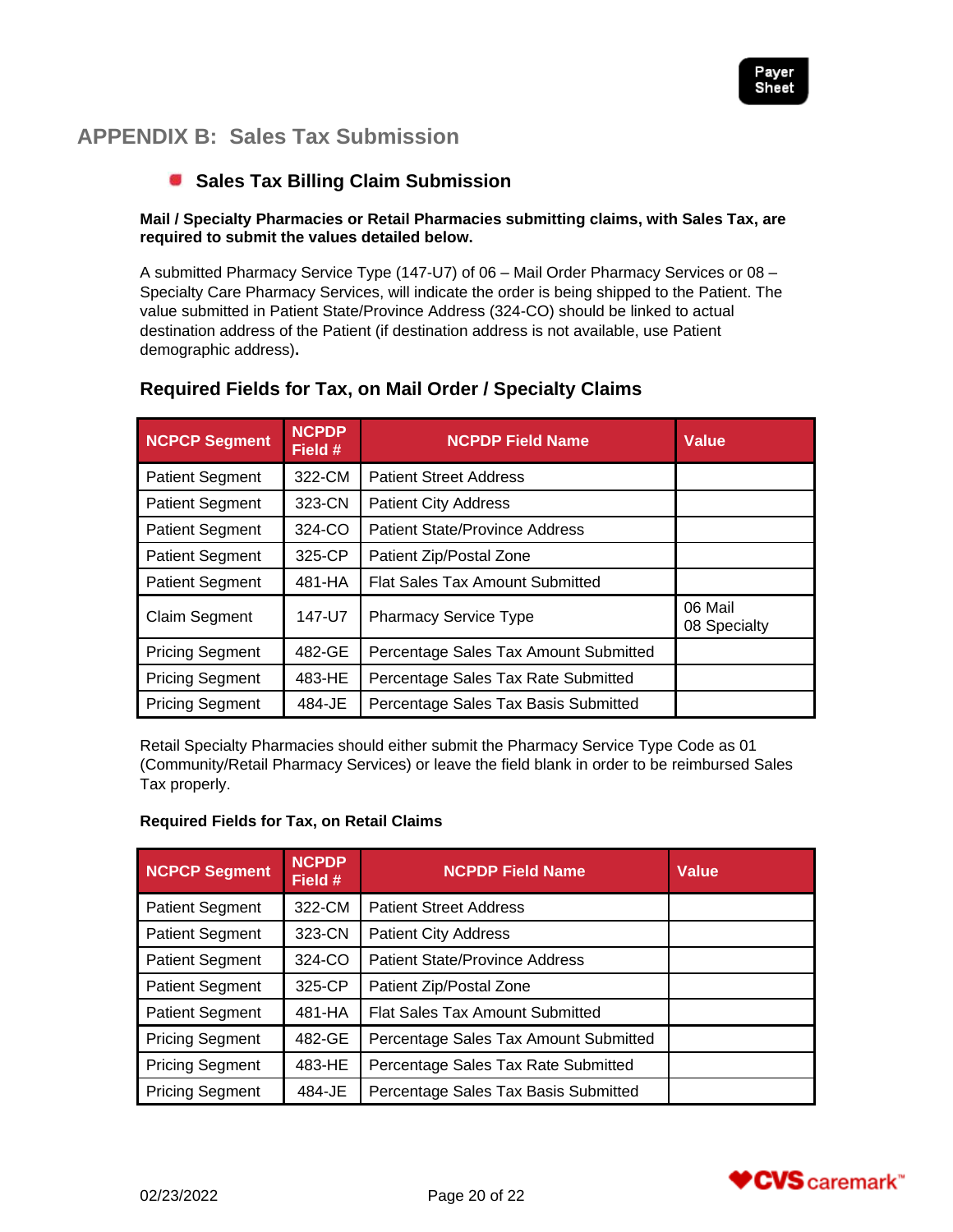## APPENDIX B: Sales Tax Submission

### Sales Tax Billing Claim Submission

**Mail / Specialty Pharmacies or Retail Pharmacies submitting claims, with Sales Tax, are required to submit the values detailed below.**

A submitted Pharmacy Service Type (147-U7) of 06 – Mail Order Pharmacy Services or 08 – Specialty Care Pharmacy Services, will indicate the order is being shipped to the Patient. The value submitted in Patient State/Province Address (324-CO) should be linked to actual destination address of the Patient (if destination address is not available, use Patient demographic address)**.**

### Required Fields for Tax, on Mail Order / Specialty Claims

| NCPCP Segment | NCPDP Field # | NCPDP Field Name | Value |
|---|---|---|---|
| Patient Segment | 322-CM | Patient Street Address | |
| Patient Segment | 323-CN | Patient City Address | |
| Patient Segment | 324-CO | Patient State/Province Address | |
| Patient Segment | 325-CP | Patient Zip/Postal Zone | |
| Patient Segment | 481-HA | Flat Sales Tax Amount Submitted | |
| Claim Segment | 147-U7 | Pharmacy Service Type | 06 Mail<br>08 Specialty |
| Pricing Segment | 482-GE | Percentage Sales Tax Amount Submitted | |
| Pricing Segment | 483-HE | Percentage Sales Tax Rate Submitted | |
| Pricing Segment | 484-JE | Percentage Sales Tax Basis Submitted | |

Retail Specialty Pharmacies should either submit the Pharmacy Service Type Code as 01 (Community/Retail Pharmacy Services) or leave the field blank in order to be reimbursed Sales Tax properly.

**Required Fields for Tax, on Retail Claims**

| NCPCP Segment | NCPDP Field # | NCPDP Field Name | Value |
|---|---|---|---|
| Patient Segment | 322-CM | Patient Street Address | |
| Patient Segment | 323-CN | Patient City Address | |
| Patient Segment | 324-CO | Patient State/Province Address | |
| Patient Segment | 325-CP | Patient Zip/Postal Zone | |
| Patient Segment | 481-HA | Flat Sales Tax Amount Submitted | |
| Pricing Segment | 482-GE | Percentage Sales Tax Amount Submitted | |
| Pricing Segment | 483-HE | Percentage Sales Tax Rate Submitted | |
| Pricing Segment | 484-JE | Percentage Sales Tax Basis Submitted | |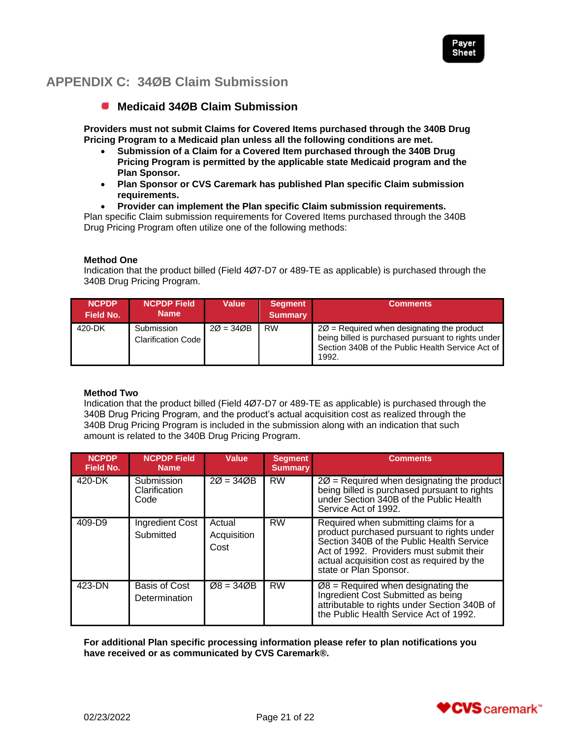## APPENDIX C: 34ØB Claim Submission

### Medicaid 34ØB Claim Submission

**Providers must not submit Claims for Covered Items purchased through the 340B Drug Pricing Program to a Medicaid plan unless all the following conditions are met.**

- **Submission of a Claim for a Covered Item purchased through the 340B Drug Pricing Program is permitted by the applicable state Medicaid program and the Plan Sponsor.**
- **Plan Sponsor or CVS Caremark has published Plan specific Claim submission requirements.**
- **Provider can implement the Plan specific Claim submission requirements.**

Plan specific Claim submission requirements for Covered Items purchased through the 340B Drug Pricing Program often utilize one of the following methods:

**Method One**

Indication that the product billed (Field 4Ø7-D7 or 489-TE as applicable) is purchased through the 340B Drug Pricing Program.

| NCPDP Field No. | NCPDP Field Name | Value | Segment Summary | Comments |
|---|---|---|---|---|
| 420-DK | Submission Clarification Code | 2Ø = 34ØB | RW | 2Ø = Required when designating the product being billed is purchased pursuant to rights under Section 340B of the Public Health Service Act of 1992. |

**Method Two**

Indication that the product billed (Field 4Ø7-D7 or 489-TE as applicable) is purchased through the 340B Drug Pricing Program, and the product's actual acquisition cost as realized through the 340B Drug Pricing Program is included in the submission along with an indication that such amount is related to the 340B Drug Pricing Program.

| NCPDP Field No. | NCPDP Field Name | Value | Segment Summary | Comments |
|---|---|---|---|---|
| 420-DK | Submission Clarification Code | 2Ø = 34ØB | RW | 2Ø = Required when designating the product being billed is purchased pursuant to rights under Section 340B of the Public Health Service Act of 1992. |
| 409-D9 | Ingredient Cost Submitted | Actual Acquisition Cost | RW | Required when submitting claims for a product purchased pursuant to rights under Section 340B of the Public Health Service Act of 1992. Providers must submit their actual acquisition cost as required by the state or Plan Sponsor. |
| 423-DN | Basis of Cost Determination | Ø8 = 34ØB | RW | Ø8 = Required when designating the Ingredient Cost Submitted as being attributable to rights under Section 340B of the Public Health Service Act of 1992. |

**For additional Plan specific processing information please refer to plan notifications you have received or as communicated by CVS Caremark®.**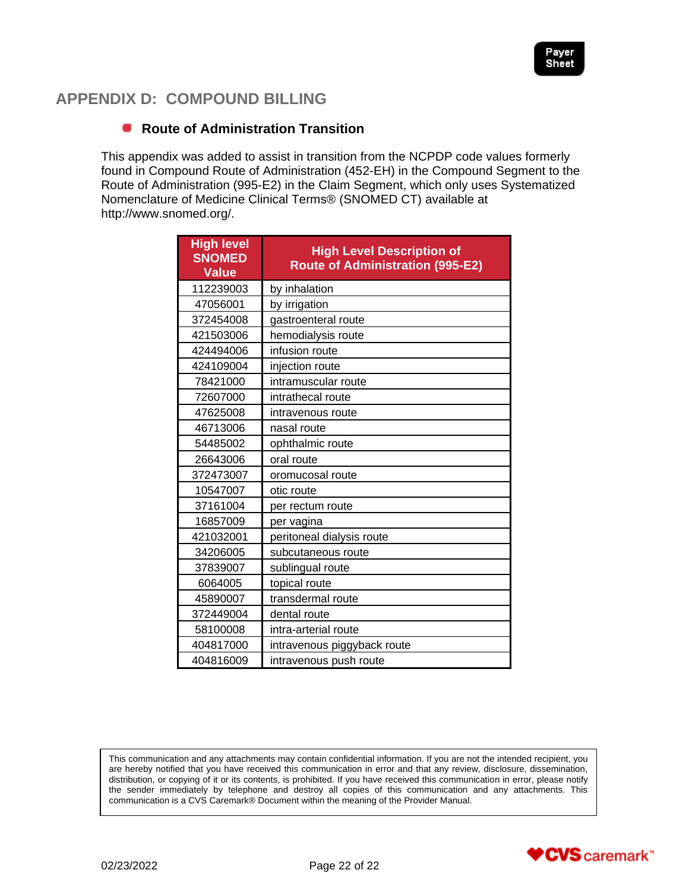# APPENDIX D: COMPOUND BILLING

## Route of Administration Transition

This appendix was added to assist in transition from the NCPDP code values formerly found in Compound Route of Administration (452-EH) in the Compound Segment to the Route of Administration (995-E2) in the Claim Segment, which only uses Systematized Nomenclature of Medicine Clinical Terms® (SNOMED CT) available at http://www.snomed.org/.

| High level SNOMED Value | High Level Description of Route of Administration (995-E2) |
|---|---|
| 112239003 | by inhalation |
| 47056001 | by irrigation |
| 372454008 | gastroenteral route |
| 421503006 | hemodialysis route |
| 424494006 | infusion route |
| 424109004 | injection route |
| 78421000 | intramuscular route |
| 72607000 | intrathecal route |
| 47625008 | intravenous route |
| 46713006 | nasal route |
| 54485002 | ophthalmic route |
| 26643006 | oral route |
| 372473007 | oromucosal route |
| 10547007 | otic route |
| 37161004 | per rectum route |
| 16857009 | per vagina |
| 421032001 | peritoneal dialysis route |
| 34206005 | subcutaneous route |
| 37839007 | sublingual route |
| 6064005 | topical route |
| 45890007 | transdermal route |
| 372449004 | dental route |
| 58100008 | intra-arterial route |
| 404817000 | intravenous piggyback route |
| 404816009 | intravenous push route |

This communication and any attachments may contain confidential information. If you are not the intended recipient, you are hereby notified that you have received this communication in error and that any review, disclosure, dissemination, distribution, or copying of it or its contents, is prohibited. If you have received this communication in error, please notify the sender immediately by telephone and destroy all copies of this communication and any attachments. This communication is a CVS Caremark® Document within the meaning of the Provider Manual.